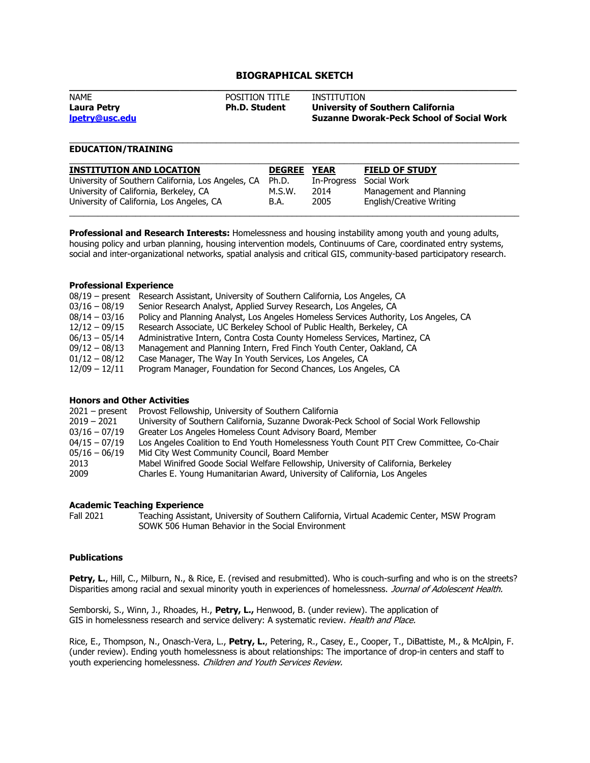# BIOGRAPHICAL SKETCH

| NAME | POSITION TITLE | INSTITUTION |
|---|---|---|
| **Laura Petry** | **Ph.D. Student** | **University of Southern California** |
| **lpetry@usc.edu** | | **Suzanne Dworak-Peck School of Social Work** |

## EDUCATION/TRAINING

| INSTITUTION AND LOCATION | DEGREE | YEAR | FIELD OF STUDY |
|---|---|---|---|
| University of Southern California, Los Angeles, CA | Ph.D. | In-Progress | Social Work |
| University of California, Berkeley, CA | M.S.W. | 2014 | Management and Planning |
| University of California, Los Angeles, CA | B.A. | 2005 | English/Creative Writing |

**Professional and Research Interests:** Homelessness and housing instability among youth and young adults, housing policy and urban planning, housing intervention models, Continuums of Care, coordinated entry systems, social and inter-organizational networks, spatial analysis and critical GIS, community-based participatory research.

### Professional Experience

| | |
|---|---|
| 08/19 – present | Research Assistant, University of Southern California, Los Angeles, CA |
| 03/16 – 08/19 | Senior Research Analyst, Applied Survey Research, Los Angeles, CA |
| 08/14 – 03/16 | Policy and Planning Analyst, Los Angeles Homeless Services Authority, Los Angeles, CA |
| 12/12 – 09/15 | Research Associate, UC Berkeley School of Public Health, Berkeley, CA |
| 06/13 – 05/14 | Administrative Intern, Contra Costa County Homeless Services, Martinez, CA |
| 09/12 – 08/13 | Management and Planning Intern, Fred Finch Youth Center, Oakland, CA |
| 01/12 – 08/12 | Case Manager, The Way In Youth Services, Los Angeles, CA |
| 12/09 – 12/11 | Program Manager, Foundation for Second Chances, Los Angeles, CA |

### Honors and Other Activities

| | |
|---|---|
| 2021 – present | Provost Fellowship, University of Southern California |
| 2019 – 2021 | University of Southern California, Suzanne Dworak-Peck School of Social Work Fellowship |
| 03/16 – 07/19 | Greater Los Angeles Homeless Count Advisory Board, Member |
| 04/15 – 07/19 | Los Angeles Coalition to End Youth Homelessness Youth Count PIT Crew Committee, Co-Chair |
| 05/16 – 06/19 | Mid City West Community Council, Board Member |
| 2013 | Mabel Winifred Goode Social Welfare Fellowship, University of California, Berkeley |
| 2009 | Charles E. Young Humanitarian Award, University of California, Los Angeles |

### Academic Teaching Experience

| | |
|---|---|
| Fall 2021 | Teaching Assistant, University of Southern California, Virtual Academic Center, MSW Program SOWK 506 Human Behavior in the Social Environment |

### Publications

**Petry, L.**, Hill, C., Milburn, N., & Rice, E. (revised and resubmitted). Who is couch-surfing and who is on the streets? Disparities among racial and sexual minority youth in experiences of homelessness. *Journal of Adolescent Health.*

Semborski, S., Winn, J., Rhoades, H., **Petry, L.,** Henwood, B. (under review). The application of GIS in homelessness research and service delivery: A systematic review. *Health and Place.*

Rice, E., Thompson, N., Onasch-Vera, L., **Petry, L.**, Petering, R., Casey, E., Cooper, T., DiBattiste, M., & McAlpin, F. (under review). Ending youth homelessness is about relationships: The importance of drop-in centers and staff to youth experiencing homelessness. *Children and Youth Services Review.*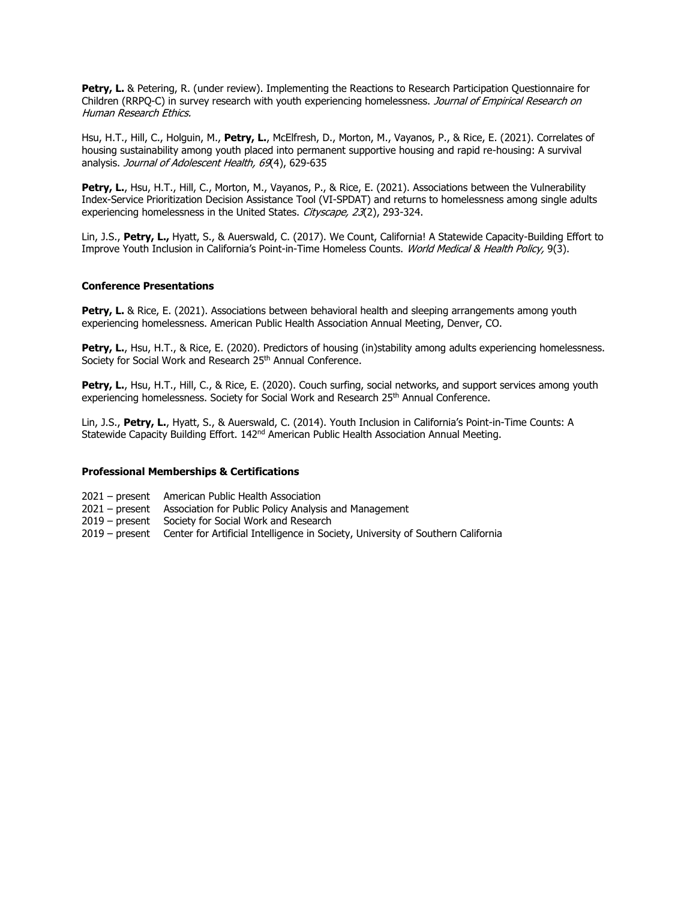**Petry, L.** & Petering, R. (under review). Implementing the Reactions to Research Participation Questionnaire for Children (RRPQ-C) in survey research with youth experiencing homelessness. *Journal of Empirical Research on Human Research Ethics.*

Hsu, H.T., Hill, C., Holguin, M., **Petry, L.**, McElfresh, D., Morton, M., Vayanos, P., & Rice, E. (2021). Correlates of housing sustainability among youth placed into permanent supportive housing and rapid re-housing: A survival analysis. *Journal of Adolescent Health, 69*(4), 629-635

**Petry, L.**, Hsu, H.T., Hill, C., Morton, M., Vayanos, P., & Rice, E. (2021). Associations between the Vulnerability Index-Service Prioritization Decision Assistance Tool (VI-SPDAT) and returns to homelessness among single adults experiencing homelessness in the United States. *Cityscape, 23*(2), 293-324.

Lin, J.S., **Petry, L.,** Hyatt, S., & Auerswald, C. (2017). We Count, California! A Statewide Capacity-Building Effort to Improve Youth Inclusion in California's Point-in-Time Homeless Counts. *World Medical & Health Policy,* 9(3).

### Conference Presentations

**Petry, L.** & Rice, E. (2021). Associations between behavioral health and sleeping arrangements among youth experiencing homelessness. American Public Health Association Annual Meeting, Denver, CO.

**Petry, L.**, Hsu, H.T., & Rice, E. (2020). Predictors of housing (in)stability among adults experiencing homelessness. Society for Social Work and Research 25th Annual Conference.

**Petry, L.**, Hsu, H.T., Hill, C., & Rice, E. (2020). Couch surfing, social networks, and support services among youth experiencing homelessness. Society for Social Work and Research 25th Annual Conference.

Lin, J.S., **Petry, L.**, Hyatt, S., & Auerswald, C. (2014). Youth Inclusion in California's Point-in-Time Counts: A Statewide Capacity Building Effort. 142nd American Public Health Association Annual Meeting.

### Professional Memberships & Certifications

2021 – present American Public Health Association
2021 – present Association for Public Policy Analysis and Management
2019 – present Society for Social Work and Research
2019 – present Center for Artificial Intelligence in Society, University of Southern California